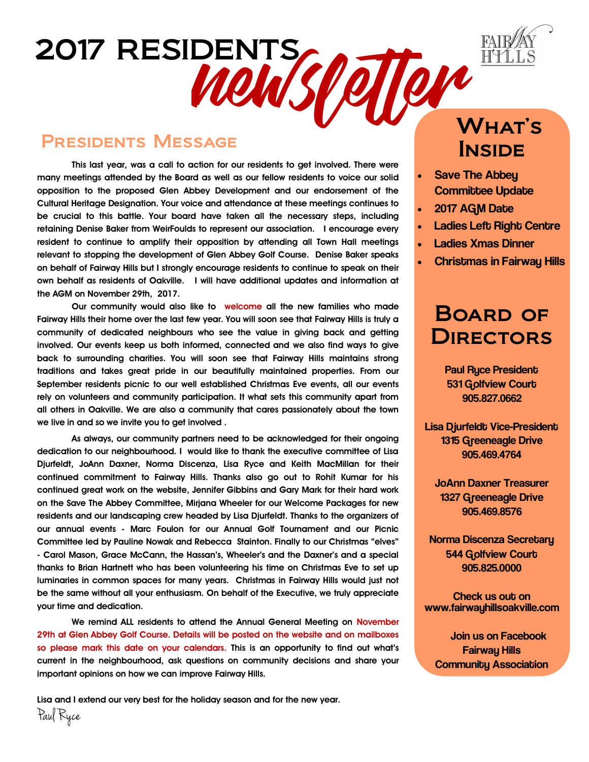# 2017 RESIDENTS newsletter

FAIRWAY HILLS

## Presidents Message

This last year, was a call to action for our residents to get involved. There were many meetings attended by the Board as well as our fellow residents to voice our solid opposition to the proposed Glen Abbey Development and our endorsement of the Cultural Heritage Designation. Your voice and attendance at these meetings continues to be crucial to this battle. Your board have taken all the necessary steps, including retaining Denise Baker from WeirFoulds to represent our association. I encourage every resident to continue to amplify their opposition by attending all Town Hall meetings relevant to stopping the development of Glen Abbey Golf Course. Denise Baker speaks on behalf of Fairway Hills but I strongly encourage residents to continue to speak on their own behalf as residents of Oakville. I will have additional updates and information at the AGM on November 29th, 2017.

Our community would also like to welcome all the new families who made Fairway Hills their home over the last few year. You will soon see that Fairway Hills is truly a community of dedicated neighbours who see the value in giving back and getting involved. Our events keep us both informed, connected and we also find ways to give back to surrounding charities. You will soon see that Fairway Hills maintains strong traditions and takes great pride in our beautifully maintained properties. From our September residents picnic to our well established Christmas Eve events, all our events rely on volunteers and community participation. It what sets this community apart from all others in Oakville. We are also a community that cares passionately about the town we live in and so we invite you to get involved .

As always, our community partners need to be acknowledged for their ongoing dedication to our neighbourhood. I would like to thank the executive committee of Lisa Djurfeldt, JoAnn Daxner, Norma Discenza, Lisa Ryce and Keith MacMillan for their continued commitment to Fairway Hills. Thanks also go out to Rohit Kumar for his continued great work on the website, Jennifer Gibbins and Gary Mark for their hard work on the Save The Abbey Committee, Mirjana Wheeler for our Welcome Packages for new residents and our landscaping crew headed by Lisa Djurfeldt. Thanks to the organizers of our annual events - Marc Foulon for our Annual Golf Tournament and our Picnic Committee led by Pauline Nowak and Rebecca Stainton. Finally to our Christmas "elves" - Carol Mason, Grace McCann, the Hassan's, Wheeler's and the Daxner's and a special thanks to Brian Hartnett who has been volunteering his time on Christmas Eve to set up luminaries in common spaces for many years. Christmas in Fairway Hills would just not be the same without all your enthusiasm. On behalf of the Executive, we truly appreciate your time and dedication.

We remind ALL residents to attend the Annual General Meeting on November 29th at Glen Abbey Golf Course. Details will be posted on the website and on mailboxes so please mark this date on your calendars. This is an opportunity to find out what's current in the neighbourhood, ask questions on community decisions and share your important opinions on how we can improve Fairway Hills.

Lisa and I extend our very best for the holiday season and for the new year.

Paul Ryce

## What's Inside

- Save The Abbey Committee Update
- 2017 AGM Date
- Ladies Left Right Centre
- Ladies Xmas Dinner
- Christmas in Fairway Hills

## Board of Directors

**Paul Ryce President**
531 Golfview Court
905.827.0662

**Lisa Djurfeldt Vice-President**
1315 Greeneagle Drive
905.469.4764

**JoAnn Daxner Treasurer**
1327 Greeneagle Drive
905.469.8576

**Norma Discenza Secretary**
544 Golfview Court
905.825.0000

Check us out on
www.fairwayhillsoakville.com

Join us on Facebook
Fairway Hills
Community Association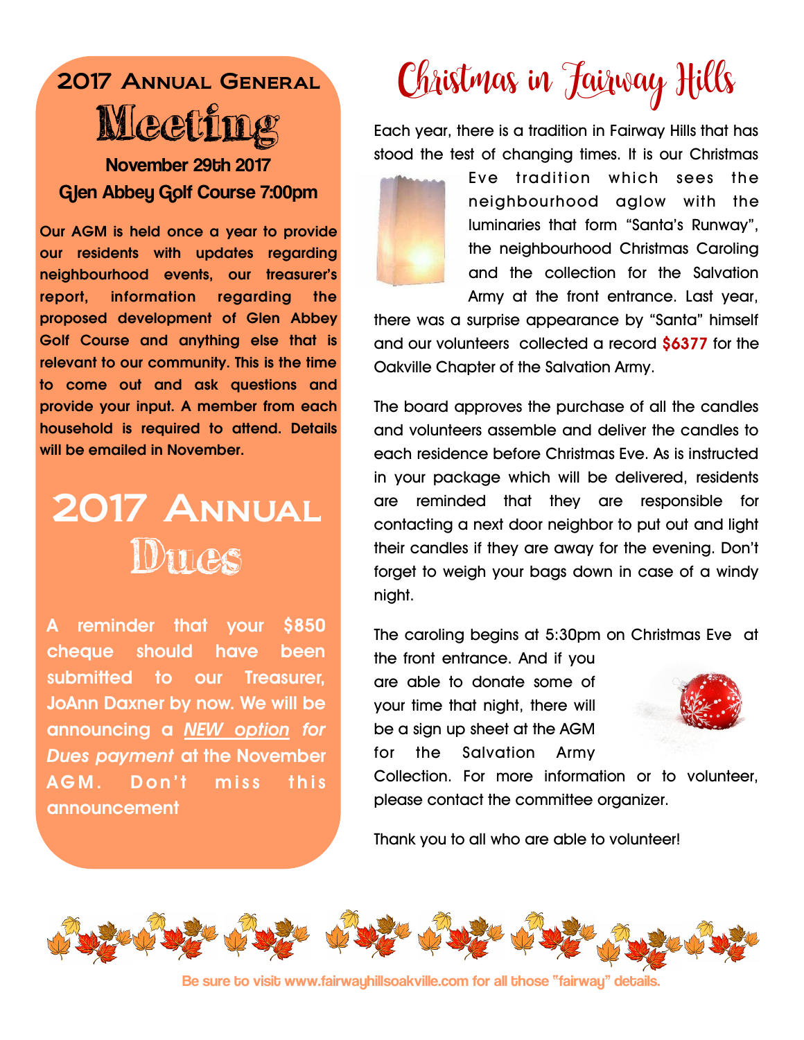## 2017 Annual General Meeting

**November 29th 2017**
**Glen Abbey Golf Course 7:00pm**

**Our AGM is held once a year to provide our residents with updates regarding neighbourhood events, our treasurer's report, information regarding the proposed development of Glen Abbey Golf Course and anything else that is relevant to our community. This is the time to come out and ask questions and provide your input. A member from each household is required to attend. Details will be emailed in November.**

## 2017 Annual Dues

**A reminder that your $850 cheque should have been submitted to our Treasurer, JoAnn Daxner by now. We will be announcing a *NEW option for Dues payment* at the November AGM. Don't miss this announcement**

## Christmas in Fairway Hills

Each year, there is a tradition in Fairway Hills that has stood the test of changing times. It is our Christmas Eve tradition which sees the neighbourhood aglow with the luminaries that form "Santa's Runway", the neighbourhood Christmas Caroling and the collection for the Salvation Army at the front entrance. Last year, there was a surprise appearance by "Santa" himself and our volunteers collected a record **$6377** for the Oakville Chapter of the Salvation Army.

The board approves the purchase of all the candles and volunteers assemble and deliver the candles to each residence before Christmas Eve. As is instructed in your package which will be delivered, residents are reminded that they are responsible for contacting a next door neighbor to put out and light their candles if they are away for the evening. Don't forget to weigh your bags down in case of a windy night.

The caroling begins at 5:30pm on Christmas Eve at the front entrance. And if you are able to donate some of your time that night, there will be a sign up sheet at the AGM for the Salvation Army Collection. For more information or to volunteer, please contact the committee organizer.

Thank you to all who are able to volunteer!

Be sure to visit www.fairwayhillsoakville.com for all those "fairway" details.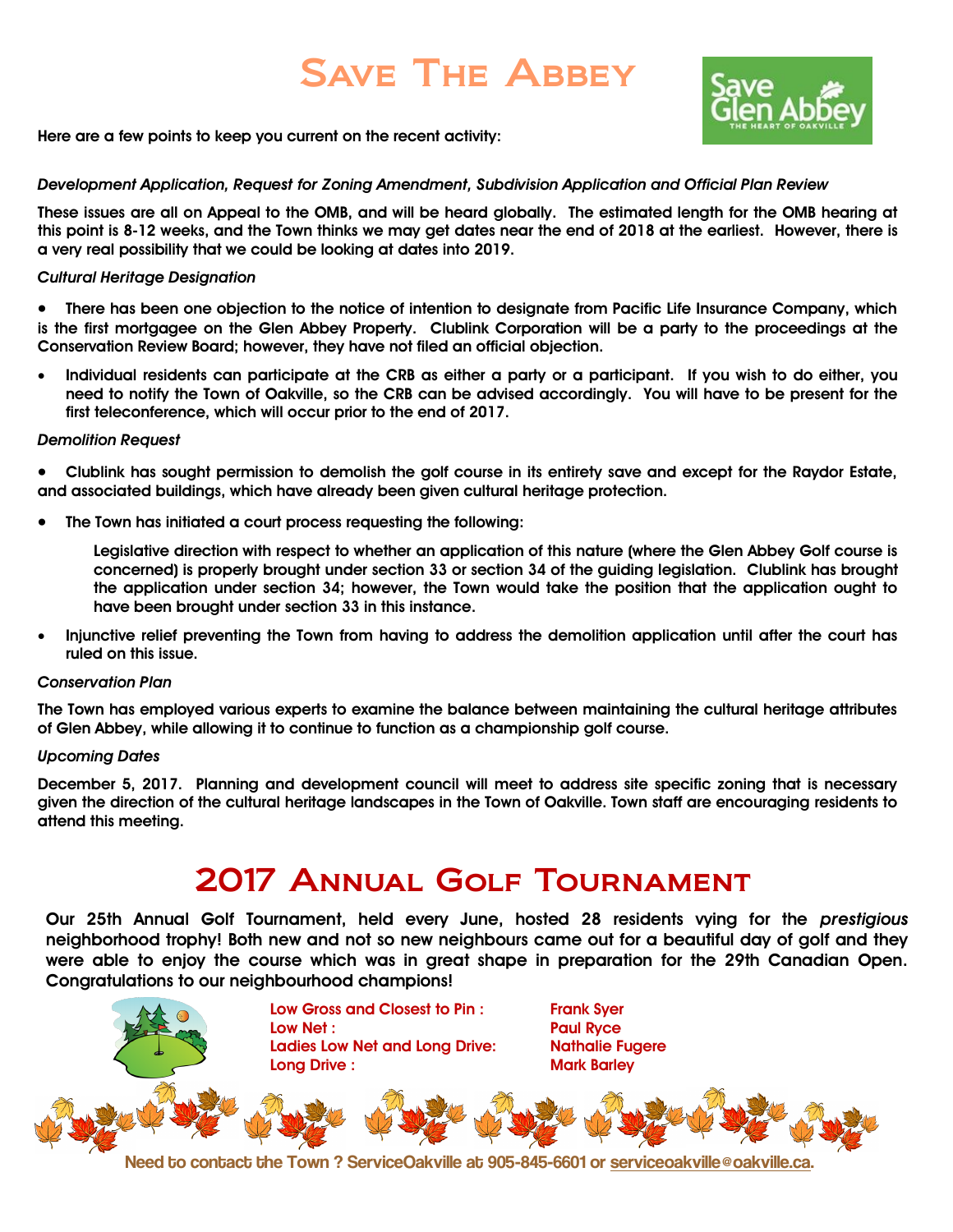# Save The Abbey

Save Glen Abbey
THE HEART OF OAKVILLE

**Here are a few points to keep you current on the recent activity:**

*Development Application, Request for Zoning Amendment, Subdivision Application and Official Plan Review*

**These issues are all on Appeal to the OMB, and will be heard globally. The estimated length for the OMB hearing at this point is 8-12 weeks, and the Town thinks we may get dates near the end of 2018 at the earliest. However, there is a very real possibility that we could be looking at dates into 2019.**

*Cultural Heritage Designation*

- **There has been one objection to the notice of intention to designate from Pacific Life Insurance Company, which is the first mortgagee on the Glen Abbey Property. Clublink Corporation will be a party to the proceedings at the Conservation Review Board; however, they have not filed an official objection.**
- **Individual residents can participate at the CRB as either a party or a participant. If you wish to do either, you need to notify the Town of Oakville, so the CRB can be advised accordingly. You will have to be present for the first teleconference, which will occur prior to the end of 2017.**

*Demolition Request*

- **Clublink has sought permission to demolish the golf course in its entirety save and except for the Raydor Estate, and associated buildings, which have already been given cultural heritage protection.**
- **The Town has initiated a court process requesting the following:**

  **Legislative direction with respect to whether an application of this nature (where the Glen Abbey Golf course is concerned) is properly brought under section 33 or section 34 of the guiding legislation. Clublink has brought the application under section 34; however, the Town would take the position that the application ought to have been brought under section 33 in this instance.**

- **Injunctive relief preventing the Town from having to address the demolition application until after the court has ruled on this issue.**

*Conservation Plan*

**The Town has employed various experts to examine the balance between maintaining the cultural heritage attributes of Glen Abbey, while allowing it to continue to function as a championship golf course.**

*Upcoming Dates*

**December 5, 2017. Planning and development council will meet to address site specific zoning that is necessary given the direction of the cultural heritage landscapes in the Town of Oakville. Town staff are encouraging residents to attend this meeting.**

# 2017 Annual Golf Tournament

**Our 25th Annual Golf Tournament, held every June, hosted 28 residents vying for the *prestigious* neighborhood trophy! Both new and not so new neighbours came out for a beautiful day of golf and they were able to enjoy the course which was in great shape in preparation for the 29th Canadian Open. Congratulations to our neighbourhood champions!**

| | |
|---|---|
| Low Gross and Closest to Pin : | Frank Syer |
| Low Net : | Paul Ryce |
| Ladies Low Net and Long Drive: | Nathalie Fugere |
| Long Drive : | Mark Barley |

**Need to contact the Town ? ServiceOakville at 905-845-6601 or serviceoakville@oakville.ca.**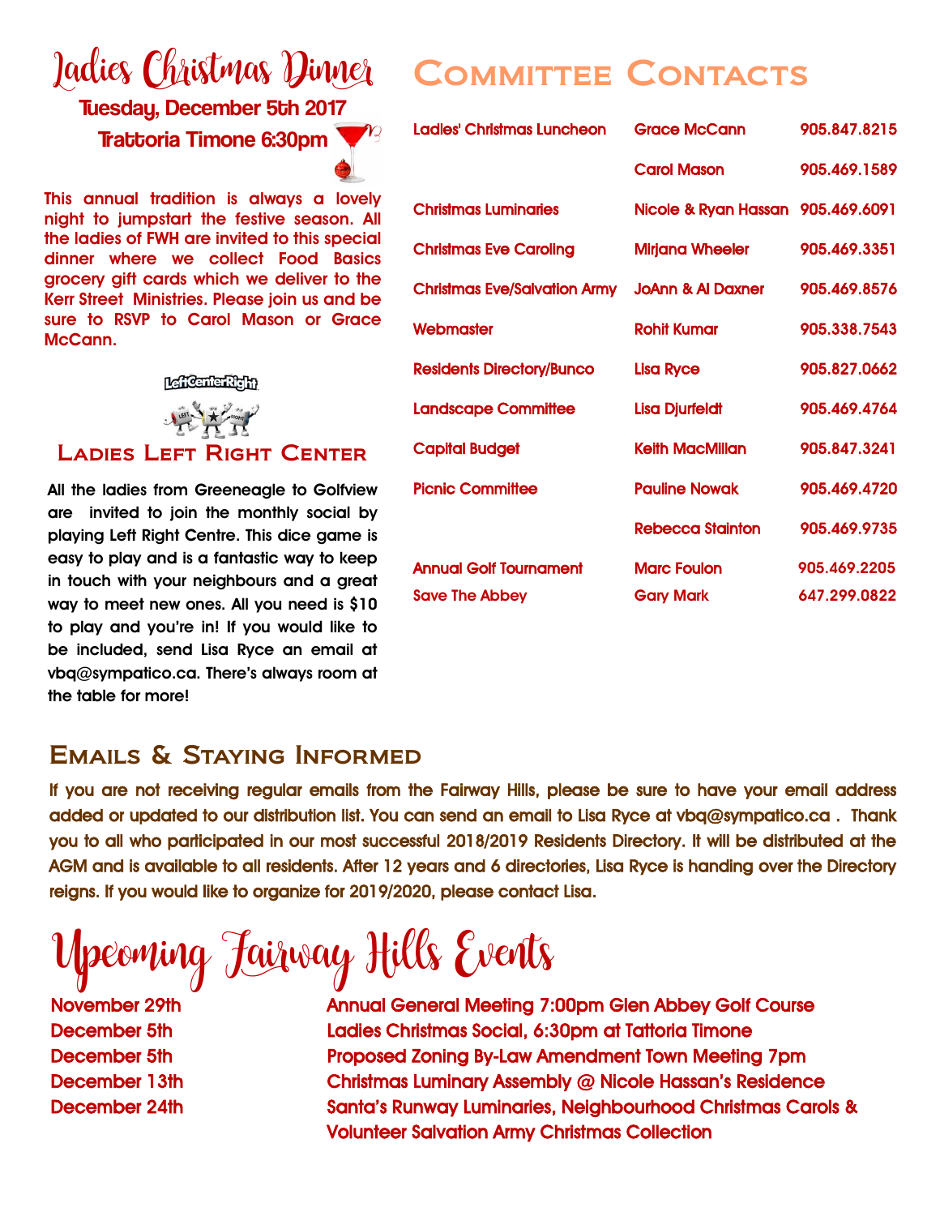# Ladies Christmas Dinner

**Tuesday, December 5th 2017**

**Trattoria Timone 6:30pm**

This annual tradition is always a lovely night to jumpstart the festive season. All the ladies of FWH are invited to this special dinner where we collect Food Basics grocery gift cards which we deliver to the Kerr Street Ministries. Please join us and be sure to RSVP to Carol Mason or Grace McCann.

## Ladies Left Right Center

All the ladies from Greeneagle to Golfview are invited to join the monthly social by playing Left Right Centre. This dice game is easy to play and is a fantastic way to keep in touch with your neighbours and a great way to meet new ones. All you need is $10 to play and you're in! If you would like to be included, send Lisa Ryce an email at vbq@sympatico.ca. There's always room at the table for more!

# Committee Contacts

| | | |
|---|---|---|
| Ladies' Christmas Luncheon | Grace McCann | 905.847.8215 |
| | Carol Mason | 905.469.1589 |
| Christmas Luminaries | Nicole & Ryan Hassan | 905.469.6091 |
| Christmas Eve Caroling | Mirjana Wheeler | 905.469.3351 |
| Christmas Eve/Salvation Army | JoAnn & Al Daxner | 905.469.8576 |
| Webmaster | Rohit Kumar | 905.338.7543 |
| Residents Directory/Bunco | Lisa Ryce | 905.827.0662 |
| Landscape Committee | Lisa Djurfeldt | 905.469.4764 |
| Capital Budget | Keith MacMillan | 905.847.3241 |
| Picnic Committee | Pauline Nowak | 905.469.4720 |
| | Rebecca Stainton | 905.469.9735 |
| Annual Golf Tournament | Marc Foulon | 905.469.2205 |
| Save The Abbey | Gary Mark | 647.299.0822 |

## Emails & Staying Informed

If you are not receiving regular emails from the Fairway Hills, please be sure to have your email address added or updated to our distribution list. You can send an email to Lisa Ryce at vbq@sympatico.ca . Thank you to all who participated in our most successful 2018/2019 Residents Directory. It will be distributed at the AGM and is available to all residents. After 12 years and 6 directories, Lisa Ryce is handing over the Directory reigns. If you would like to organize for 2019/2020, please contact Lisa.

# Upcoming Fairway Hills Events

| | |
|---|---|
| November 29th | Annual General Meeting 7:00pm Glen Abbey Golf Course |
| December 5th | Ladies Christmas Social, 6:30pm at Tattoria Timone |
| December 5th | Proposed Zoning By-Law Amendment Town Meeting 7pm |
| December 13th | Christmas Luminary Assembly @ Nicole Hassan's Residence |
| December 24th | Santa's Runway Luminaries, Neighbourhood Christmas Carols & Volunteer Salvation Army Christmas Collection |